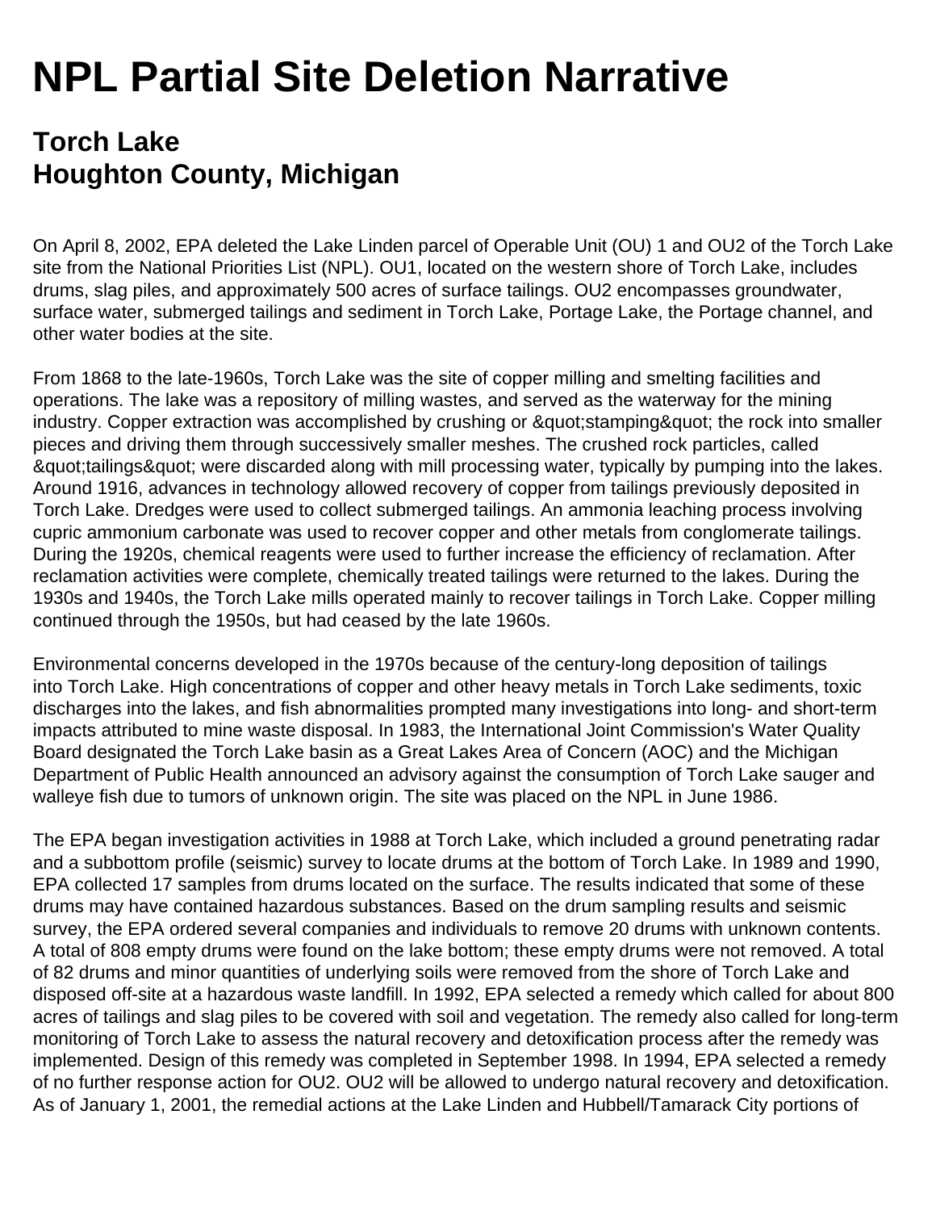# NPL Partial Site Deletion Narrative

## Torch Lake
## Houghton County, Michigan

On April 8, 2002, EPA deleted the Lake Linden parcel of Operable Unit (OU) 1 and OU2 of the Torch Lake site from the National Priorities List (NPL). OU1, located on the western shore of Torch Lake, includes drums, slag piles, and approximately 500 acres of surface tailings. OU2 encompasses groundwater, surface water, submerged tailings and sediment in Torch Lake, Portage Lake, the Portage channel, and other water bodies at the site.

From 1868 to the late-1960s, Torch Lake was the site of copper milling and smelting facilities and operations. The lake was a repository of milling wastes, and served as the waterway for the mining industry. Copper extraction was accomplished by crushing or &quot;stamping&quot; the rock into smaller pieces and driving them through successively smaller meshes. The crushed rock particles, called &quot;tailings&quot; were discarded along with mill processing water, typically by pumping into the lakes. Around 1916, advances in technology allowed recovery of copper from tailings previously deposited in Torch Lake. Dredges were used to collect submerged tailings. An ammonia leaching process involving cupric ammonium carbonate was used to recover copper and other metals from conglomerate tailings. During the 1920s, chemical reagents were used to further increase the efficiency of reclamation. After reclamation activities were complete, chemically treated tailings were returned to the lakes. During the 1930s and 1940s, the Torch Lake mills operated mainly to recover tailings in Torch Lake. Copper milling continued through the 1950s, but had ceased by the late 1960s.

Environmental concerns developed in the 1970s because of the century-long deposition of tailings into Torch Lake. High concentrations of copper and other heavy metals in Torch Lake sediments, toxic discharges into the lakes, and fish abnormalities prompted many investigations into long- and short-term impacts attributed to mine waste disposal. In 1983, the International Joint Commission's Water Quality Board designated the Torch Lake basin as a Great Lakes Area of Concern (AOC) and the Michigan Department of Public Health announced an advisory against the consumption of Torch Lake sauger and walleye fish due to tumors of unknown origin. The site was placed on the NPL in June 1986.

The EPA began investigation activities in 1988 at Torch Lake, which included a ground penetrating radar and a subbottom profile (seismic) survey to locate drums at the bottom of Torch Lake. In 1989 and 1990, EPA collected 17 samples from drums located on the surface. The results indicated that some of these drums may have contained hazardous substances. Based on the drum sampling results and seismic survey, the EPA ordered several companies and individuals to remove 20 drums with unknown contents. A total of 808 empty drums were found on the lake bottom; these empty drums were not removed. A total of 82 drums and minor quantities of underlying soils were removed from the shore of Torch Lake and disposed off-site at a hazardous waste landfill. In 1992, EPA selected a remedy which called for about 800 acres of tailings and slag piles to be covered with soil and vegetation. The remedy also called for long-term monitoring of Torch Lake to assess the natural recovery and detoxification process after the remedy was implemented. Design of this remedy was completed in September 1998. In 1994, EPA selected a remedy of no further response action for OU2. OU2 will be allowed to undergo natural recovery and detoxification. As of January 1, 2001, the remedial actions at the Lake Linden and Hubbell/Tamarack City portions of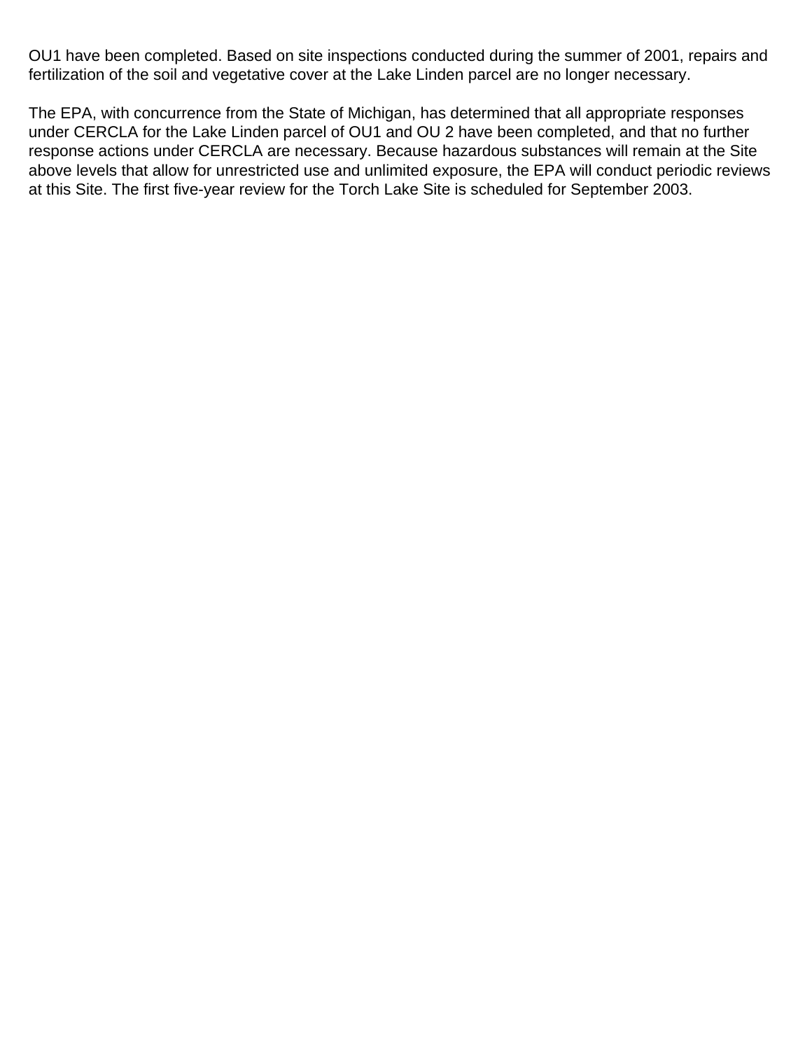OU1 have been completed. Based on site inspections conducted during the summer of 2001, repairs and fertilization of the soil and vegetative cover at the Lake Linden parcel are no longer necessary.

The EPA, with concurrence from the State of Michigan, has determined that all appropriate responses under CERCLA for the Lake Linden parcel of OU1 and OU 2 have been completed, and that no further response actions under CERCLA are necessary. Because hazardous substances will remain at the Site above levels that allow for unrestricted use and unlimited exposure, the EPA will conduct periodic reviews at this Site. The first five-year review for the Torch Lake Site is scheduled for September 2003.